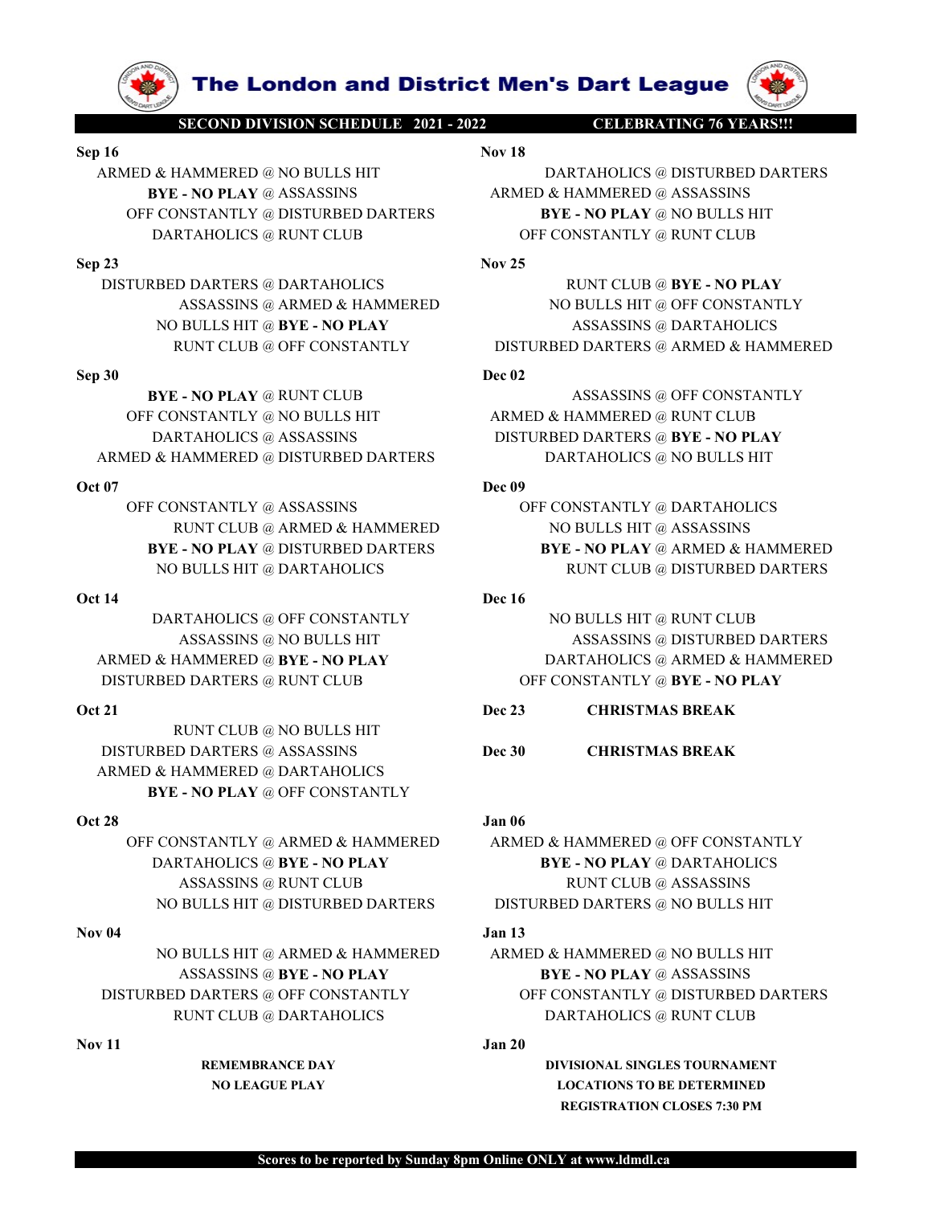# The London and District Men's Dart League

**SECOND DIVISION SCHEDULE 2021 - 2022** **CELEBRATING 76 YEARS!!!**

**Sep 16**
ARMED & HAMMERED @ NO BULLS HIT
**BYE - NO PLAY** @ ASSASSINS
OFF CONSTANTLY @ DISTURBED DARTERS
DARTAHOLICS @ RUNT CLUB

**Sep 23**
DISTURBED DARTERS @ DARTAHOLICS
ASSASSINS @ ARMED & HAMMERED
NO BULLS HIT @ **BYE - NO PLAY**
RUNT CLUB @ OFF CONSTANTLY

**Sep 30**
**BYE - NO PLAY** @ RUNT CLUB
OFF CONSTANTLY @ NO BULLS HIT
DARTAHOLICS @ ASSASSINS
ARMED & HAMMERED @ DISTURBED DARTERS

**Oct 07**
OFF CONSTANTLY @ ASSASSINS
RUNT CLUB @ ARMED & HAMMERED
**BYE - NO PLAY** @ DISTURBED DARTERS
NO BULLS HIT @ DARTAHOLICS

**Oct 14**
DARTAHOLICS @ OFF CONSTANTLY
ASSASSINS @ NO BULLS HIT
ARMED & HAMMERED @ **BYE - NO PLAY**
DISTURBED DARTERS @ RUNT CLUB

**Oct 21**
RUNT CLUB @ NO BULLS HIT
DISTURBED DARTERS @ ASSASSINS
ARMED & HAMMERED @ DARTAHOLICS
**BYE - NO PLAY** @ OFF CONSTANTLY

**Oct 28**
OFF CONSTANTLY @ ARMED & HAMMERED
DARTAHOLICS @ **BYE - NO PLAY**
ASSASSINS @ RUNT CLUB
NO BULLS HIT @ DISTURBED DARTERS

**Nov 04**
NO BULLS HIT @ ARMED & HAMMERED
ASSASSINS @ **BYE - NO PLAY**
DISTURBED DARTERS @ OFF CONSTANTLY
RUNT CLUB @ DARTAHOLICS

**Nov 11**
**REMEMBRANCE DAY**
**NO LEAGUE PLAY**

**Nov 18**
DARTAHOLICS @ DISTURBED DARTERS
ARMED & HAMMERED @ ASSASSINS
**BYE - NO PLAY** @ NO BULLS HIT
OFF CONSTANTLY @ RUNT CLUB

**Nov 25**
RUNT CLUB @ **BYE - NO PLAY**
NO BULLS HIT @ OFF CONSTANTLY
ASSASSINS @ DARTAHOLICS
DISTURBED DARTERS @ ARMED & HAMMERED

**Dec 02**
ASSASSINS @ OFF CONSTANTLY
ARMED & HAMMERED @ RUNT CLUB
DISTURBED DARTERS @ **BYE - NO PLAY**
DARTAHOLICS @ NO BULLS HIT

**Dec 09**
OFF CONSTANTLY @ DARTAHOLICS
NO BULLS HIT @ ASSASSINS
**BYE - NO PLAY** @ ARMED & HAMMERED
RUNT CLUB @ DISTURBED DARTERS

**Dec 16**
NO BULLS HIT @ RUNT CLUB
ASSASSINS @ DISTURBED DARTERS
DARTAHOLICS @ ARMED & HAMMERED
OFF CONSTANTLY @ **BYE - NO PLAY**

**Dec 23** **CHRISTMAS BREAK**

**Dec 30** **CHRISTMAS BREAK**

**Jan 06**
ARMED & HAMMERED @ OFF CONSTANTLY
**BYE - NO PLAY** @ DARTAHOLICS
RUNT CLUB @ ASSASSINS
DISTURBED DARTERS @ NO BULLS HIT

**Jan 13**
ARMED & HAMMERED @ NO BULLS HIT
**BYE - NO PLAY** @ ASSASSINS
OFF CONSTANTLY @ DISTURBED DARTERS
DARTAHOLICS @ RUNT CLUB

**Jan 20**
**DIVISIONAL SINGLES TOURNAMENT**
**LOCATIONS TO BE DETERMINED**
**REGISTRATION CLOSES 7:30 PM**

**Scores to be reported by Sunday 8pm Online ONLY at www.ldmdl.ca**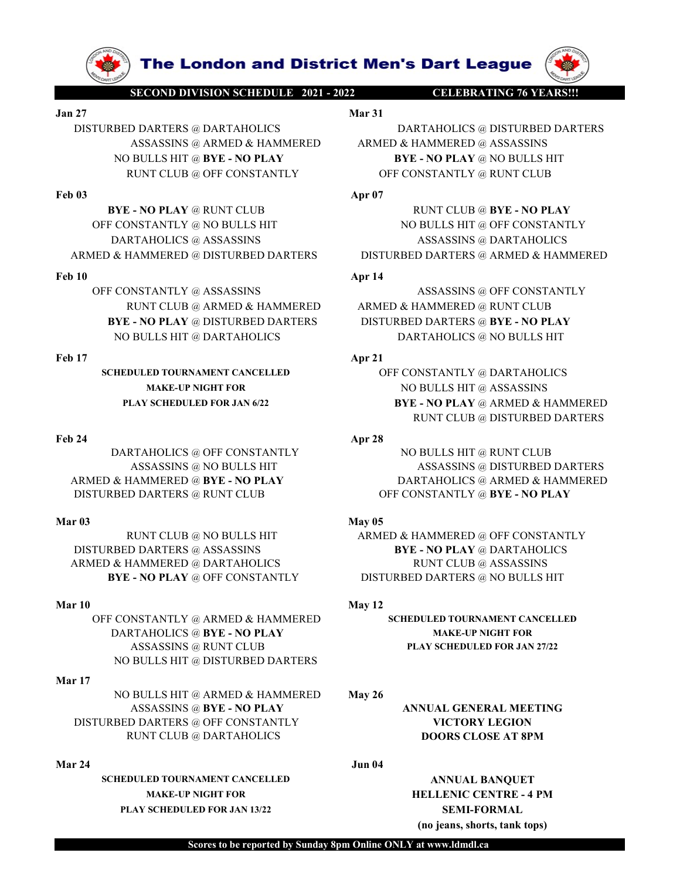# The London and District Men's Dart League

**SECOND DIVISION SCHEDULE 2021 - 2022** **CELEBRATING 76 YEARS!!!**

**Jan 27**

DISTURBED DARTERS @ DARTAHOLICS
ASSASSINS @ ARMED & HAMMERED
NO BULLS HIT @ **BYE - NO PLAY**
RUNT CLUB @ OFF CONSTANTLY

**Feb 03**

**BYE - NO PLAY** @ RUNT CLUB
OFF CONSTANTLY @ NO BULLS HIT
DARTAHOLICS @ ASSASSINS
ARMED & HAMMERED @ DISTURBED DARTERS

**Feb 10**

OFF CONSTANTLY @ ASSASSINS
RUNT CLUB @ ARMED & HAMMERED
**BYE - NO PLAY** @ DISTURBED DARTERS
NO BULLS HIT @ DARTAHOLICS

**Feb 17**

**SCHEDULED TOURNAMENT CANCELLED**
**MAKE-UP NIGHT FOR**
**PLAY SCHEDULED FOR JAN 6/22**

**Feb 24**

DARTAHOLICS @ OFF CONSTANTLY
ASSASSINS @ NO BULLS HIT
ARMED & HAMMERED @ **BYE - NO PLAY**
DISTURBED DARTERS @ RUNT CLUB

**Mar 03**

RUNT CLUB @ NO BULLS HIT
DISTURBED DARTERS @ ASSASSINS
ARMED & HAMMERED @ DARTAHOLICS
**BYE - NO PLAY** @ OFF CONSTANTLY

**Mar 10**

OFF CONSTANTLY @ ARMED & HAMMERED
DARTAHOLICS @ **BYE - NO PLAY**
ASSASSINS @ RUNT CLUB
NO BULLS HIT @ DISTURBED DARTERS

**Mar 17**

NO BULLS HIT @ ARMED & HAMMERED
ASSASSINS @ **BYE - NO PLAY**
DISTURBED DARTERS @ OFF CONSTANTLY
RUNT CLUB @ DARTAHOLICS

**Mar 24**

**SCHEDULED TOURNAMENT CANCELLED**
**MAKE-UP NIGHT FOR**
**PLAY SCHEDULED FOR JAN 13/22**

**Mar 31**

DARTAHOLICS @ DISTURBED DARTERS
ARMED & HAMMERED @ ASSASSINS
**BYE - NO PLAY** @ NO BULLS HIT
OFF CONSTANTLY @ RUNT CLUB

**Apr 07**

RUNT CLUB @ **BYE - NO PLAY**
NO BULLS HIT @ OFF CONSTANTLY
ASSASSINS @ DARTAHOLICS
DISTURBED DARTERS @ ARMED & HAMMERED

**Apr 14**

ASSASSINS @ OFF CONSTANTLY
ARMED & HAMMERED @ RUNT CLUB
DISTURBED DARTERS @ **BYE - NO PLAY**
DARTAHOLICS @ NO BULLS HIT

**Apr 21**

OFF CONSTANTLY @ DARTAHOLICS
NO BULLS HIT @ ASSASSINS
**BYE - NO PLAY** @ ARMED & HAMMERED
RUNT CLUB @ DISTURBED DARTERS

**Apr 28**

NO BULLS HIT @ RUNT CLUB
ASSASSINS @ DISTURBED DARTERS
DARTAHOLICS @ ARMED & HAMMERED
OFF CONSTANTLY @ **BYE - NO PLAY**

**May 05**

ARMED & HAMMERED @ OFF CONSTANTLY
**BYE - NO PLAY** @ DARTAHOLICS
RUNT CLUB @ ASSASSINS
DISTURBED DARTERS @ NO BULLS HIT

**May 12**

**SCHEDULED TOURNAMENT CANCELLED**
**MAKE-UP NIGHT FOR**
**PLAY SCHEDULED FOR JAN 27/22**

**May 26**

**ANNUAL GENERAL MEETING**
**VICTORY LEGION**
**DOORS CLOSE AT 8PM**

**Jun 04**

**ANNUAL BANQUET**
**HELLENIC CENTRE - 4 PM**
**SEMI-FORMAL**
**(no jeans, shorts, tank tops)**

**Scores to be reported by Sunday 8pm Online ONLY at www.ldmdl.ca**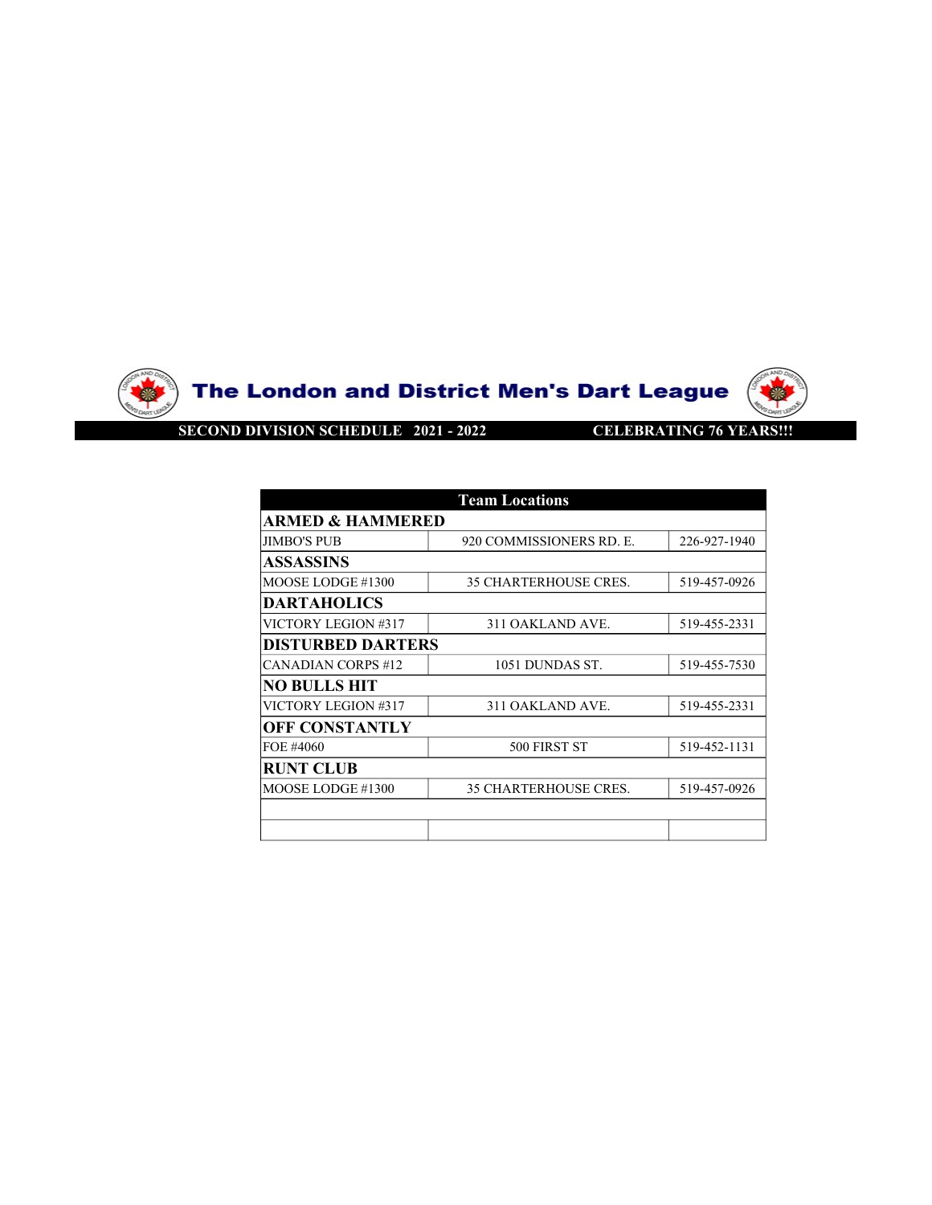# The London and District Men's Dart League

**SECOND DIVISION SCHEDULE 2021 - 2022** **CELEBRATING 76 YEARS!!!**

| Team Locations | | |
|---|---|---|
| **ARMED & HAMMERED** | | |
| JIMBO'S PUB | 920 COMMISSIONERS RD. E. | 226-927-1940 |
| **ASSASSINS** | | |
| MOOSE LODGE #1300 | 35 CHARTERHOUSE CRES. | 519-457-0926 |
| **DARTAHOLICS** | | |
| VICTORY LEGION #317 | 311 OAKLAND AVE. | 519-455-2331 |
| **DISTURBED DARTERS** | | |
| CANADIAN CORPS #12 | 1051 DUNDAS ST. | 519-455-7530 |
| **NO BULLS HIT** | | |
| VICTORY LEGION #317 | 311 OAKLAND AVE. | 519-455-2331 |
| **OFF CONSTANTLY** | | |
| FOE #4060 | 500 FIRST ST | 519-452-1131 |
| **RUNT CLUB** | | |
| MOOSE LODGE #1300 | 35 CHARTERHOUSE CRES. | 519-457-0926 |